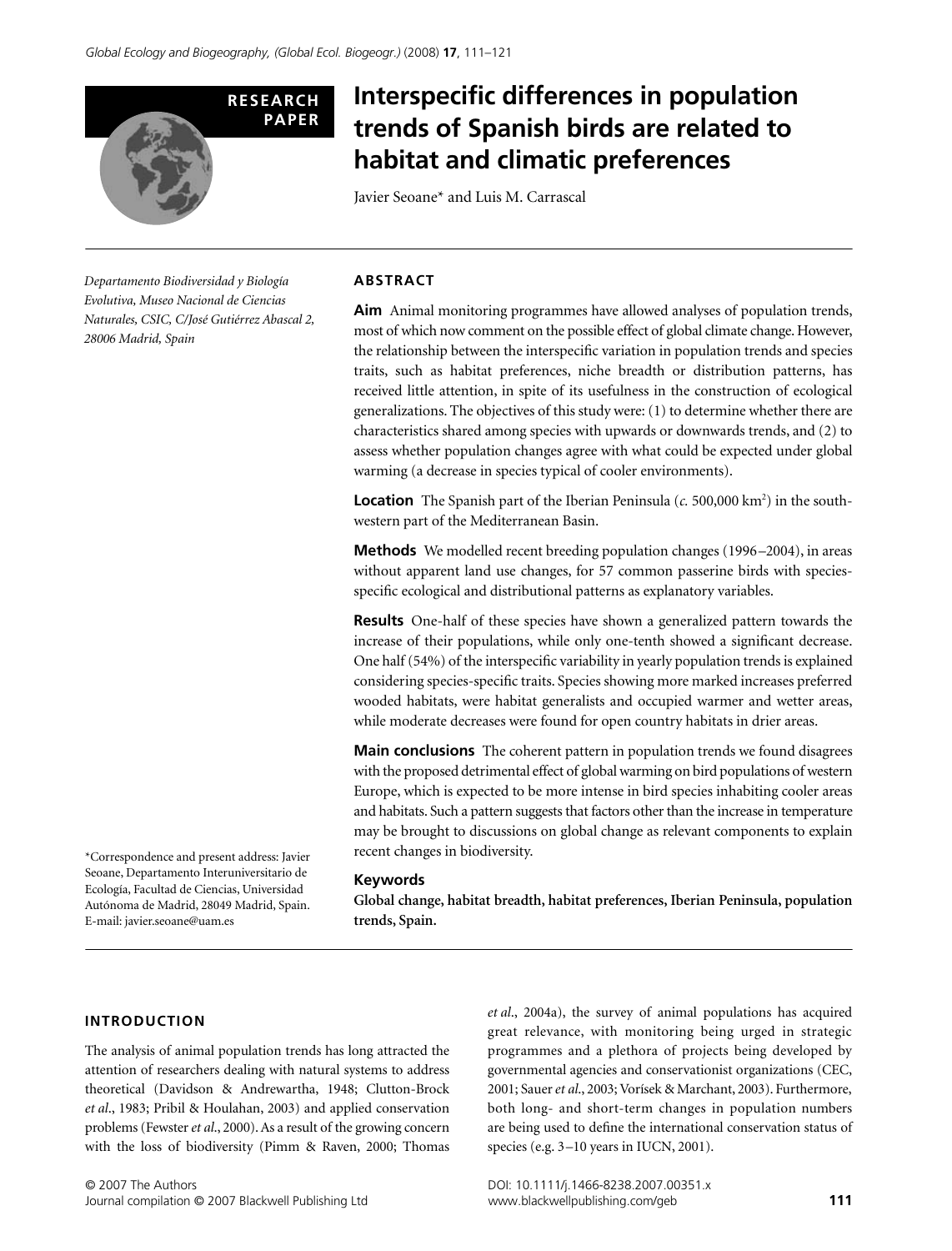RESEARCH PAPER

# Interspecific differences in population trends of Spanish birds are related to habitat and climatic preferences

Javier Seoane* and Luis M. Carrascal

*Departamento Biodiversidad y Biología Evolutiva, Museo Nacional de Ciencias Naturales, CSIC, C/José Gutiérrez Abascal 2, 28006 Madrid, Spain*

## ABSTRACT

**Aim** Animal monitoring programmes have allowed analyses of population trends, most of which now comment on the possible effect of global climate change. However, the relationship between the interspecific variation in population trends and species traits, such as habitat preferences, niche breadth or distribution patterns, has received little attention, in spite of its usefulness in the construction of ecological generalizations. The objectives of this study were: (1) to determine whether there are characteristics shared among species with upwards or downwards trends, and (2) to assess whether population changes agree with what could be expected under global warming (a decrease in species typical of cooler environments).

**Location** The Spanish part of the Iberian Peninsula (*c.* 500,000 km$^2$) in the south-western part of the Mediterranean Basin.

**Methods** We modelled recent breeding population changes (1996–2004), in areas without apparent land use changes, for 57 common passerine birds with species-specific ecological and distributional patterns as explanatory variables.

**Results** One-half of these species have shown a generalized pattern towards the increase of their populations, while only one-tenth showed a significant decrease. One half (54%) of the interspecific variability in yearly population trends is explained considering species-specific traits. Species showing more marked increases preferred wooded habitats, were habitat generalists and occupied warmer and wetter areas, while moderate decreases were found for open country habitats in drier areas.

**Main conclusions** The coherent pattern in population trends we found disagrees with the proposed detrimental effect of global warming on bird populations of western Europe, which is expected to be more intense in bird species inhabiting cooler areas and habitats. Such a pattern suggests that factors other than the increase in temperature may be brought to discussions on global change as relevant components to explain recent changes in biodiversity.

**Keywords**

**Global change, habitat breadth, habitat preferences, Iberian Peninsula, population trends, Spain.**

*Correspondence and present address: Javier Seoane, Departamento Interuniversitario de Ecología, Facultad de Ciencias, Universidad Autónoma de Madrid, 28049 Madrid, Spain. E-mail: javier.seoane@uam.es

## INTRODUCTION

The analysis of animal population trends has long attracted the attention of researchers dealing with natural systems to address theoretical (Davidson & Andrewartha, 1948; Clutton-Brock *et al*., 1983; Pribil & Houlahan, 2003) and applied conservation problems (Fewster *et al*., 2000). As a result of the growing concern with the loss of biodiversity (Pimm & Raven, 2000; Thomas *et al*., 2004a), the survey of animal populations has acquired great relevance, with monitoring being urged in strategic programmes and a plethora of projects being developed by governmental agencies and conservationist organizations (CEC, 2001; Sauer *et al*., 2003; Vorísek & Marchant, 2003). Furthermore, both long- and short-term changes in population numbers are being used to define the international conservation status of species (e.g. 3–10 years in IUCN, 2001).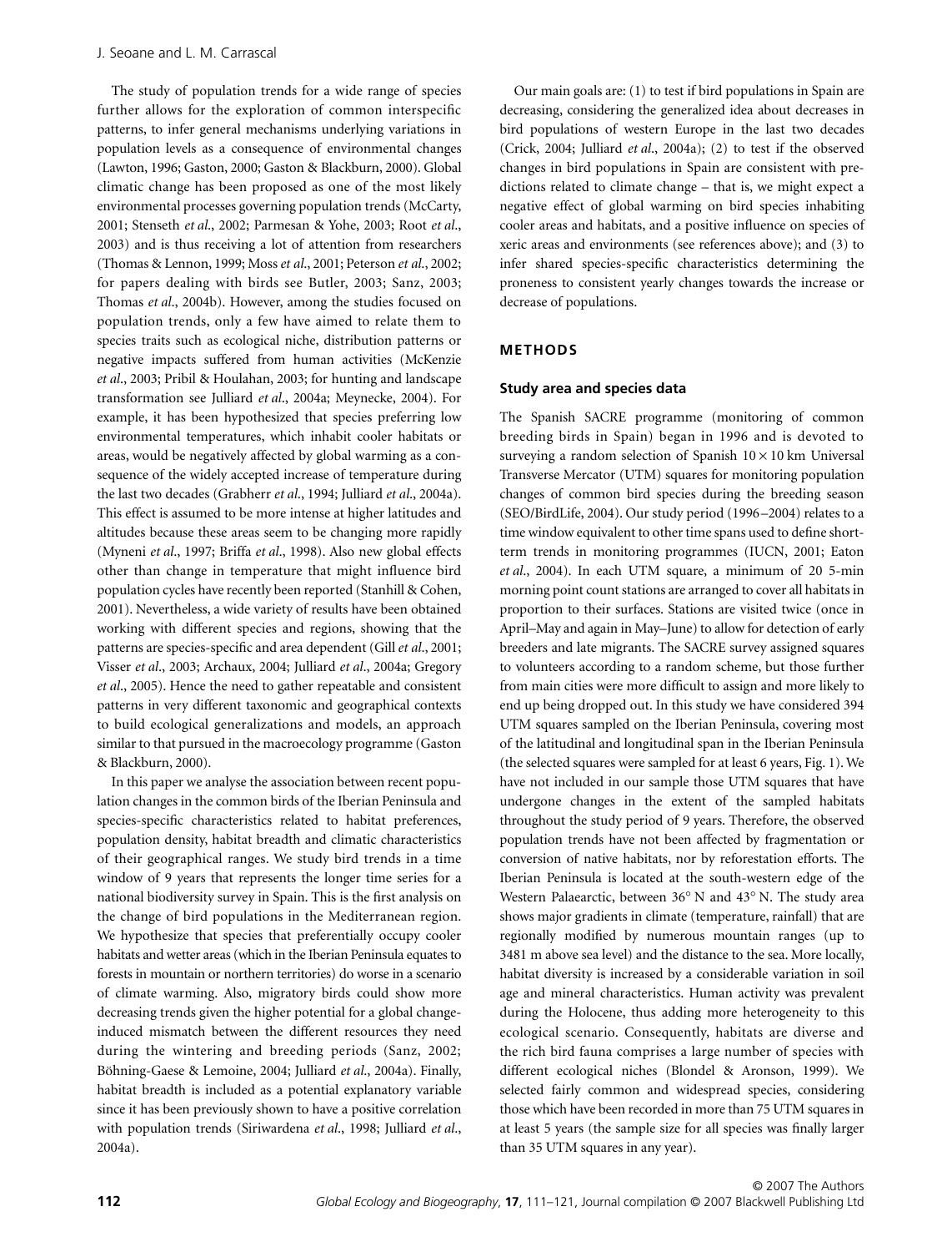The study of population trends for a wide range of species further allows for the exploration of common interspecific patterns, to infer general mechanisms underlying variations in population levels as a consequence of environmental changes (Lawton, 1996; Gaston, 2000; Gaston & Blackburn, 2000). Global climatic change has been proposed as one of the most likely environmental processes governing population trends (McCarty, 2001; Stenseth *et al*., 2002; Parmesan & Yohe, 2003; Root *et al*., 2003) and is thus receiving a lot of attention from researchers (Thomas & Lennon, 1999; Moss *et al*., 2001; Peterson *et al*., 2002; for papers dealing with birds see Butler, 2003; Sanz, 2003; Thomas *et al*., 2004b). However, among the studies focused on population trends, only a few have aimed to relate them to species traits such as ecological niche, distribution patterns or negative impacts suffered from human activities (McKenzie *et al*., 2003; Pribil & Houlahan, 2003; for hunting and landscape transformation see Julliard *et al*., 2004a; Meynecke, 2004). For example, it has been hypothesized that species preferring low environmental temperatures, which inhabit cooler habitats or areas, would be negatively affected by global warming as a consequence of the widely accepted increase of temperature during the last two decades (Grabherr *et al*., 1994; Julliard *et al*., 2004a). This effect is assumed to be more intense at higher latitudes and altitudes because these areas seem to be changing more rapidly (Myneni *et al*., 1997; Briffa *et al*., 1998). Also new global effects other than change in temperature that might influence bird population cycles have recently been reported (Stanhill & Cohen, 2001). Nevertheless, a wide variety of results have been obtained working with different species and regions, showing that the patterns are species-specific and area dependent (Gill *et al*., 2001; Visser *et al*., 2003; Archaux, 2004; Julliard *et al*., 2004a; Gregory *et al*., 2005). Hence the need to gather repeatable and consistent patterns in very different taxonomic and geographical contexts to build ecological generalizations and models, an approach similar to that pursued in the macroecology programme (Gaston & Blackburn, 2000).

In this paper we analyse the association between recent population changes in the common birds of the Iberian Peninsula and species-specific characteristics related to habitat preferences, population density, habitat breadth and climatic characteristics of their geographical ranges. We study bird trends in a time window of 9 years that represents the longer time series for a national biodiversity survey in Spain. This is the first analysis on the change of bird populations in the Mediterranean region. We hypothesize that species that preferentially occupy cooler habitats and wetter areas (which in the Iberian Peninsula equates to forests in mountain or northern territories) do worse in a scenario of climate warming. Also, migratory birds could show more decreasing trends given the higher potential for a global change-induced mismatch between the different resources they need during the wintering and breeding periods (Sanz, 2002; Böhning-Gaese & Lemoine, 2004; Julliard *et al*., 2004a). Finally, habitat breadth is included as a potential explanatory variable since it has been previously shown to have a positive correlation with population trends (Siriwardena *et al*., 1998; Julliard *et al*., 2004a).

Our main goals are: (1) to test if bird populations in Spain are decreasing, considering the generalized idea about decreases in bird populations of western Europe in the last two decades (Crick, 2004; Julliard *et al*., 2004a); (2) to test if the observed changes in bird populations in Spain are consistent with predictions related to climate change – that is, we might expect a negative effect of global warming on bird species inhabiting cooler areas and habitats, and a positive influence on species of xeric areas and environments (see references above); and (3) to infer shared species-specific characteristics determining the proneness to consistent yearly changes towards the increase or decrease of populations.

## METHODS

### Study area and species data

The Spanish SACRE programme (monitoring of common breeding birds in Spain) began in 1996 and is devoted to surveying a random selection of Spanish $10 \times 10$ km Universal Transverse Mercator (UTM) squares for monitoring population changes of common bird species during the breeding season (SEO/BirdLife, 2004). Our study period (1996–2004) relates to a time window equivalent to other time spans used to define short-term trends in monitoring programmes (IUCN, 2001; Eaton *et al*., 2004). In each UTM square, a minimum of 20 5-min morning point count stations are arranged to cover all habitats in proportion to their surfaces. Stations are visited twice (once in April–May and again in May–June) to allow for detection of early breeders and late migrants. The SACRE survey assigned squares to volunteers according to a random scheme, but those further from main cities were more difficult to assign and more likely to end up being dropped out. In this study we have considered 394 UTM squares sampled on the Iberian Peninsula, covering most of the latitudinal and longitudinal span in the Iberian Peninsula (the selected squares were sampled for at least 6 years, Fig. 1). We have not included in our sample those UTM squares that have undergone changes in the extent of the sampled habitats throughout the study period of 9 years. Therefore, the observed population trends have not been affected by fragmentation or conversion of native habitats, nor by reforestation efforts. The Iberian Peninsula is located at the south-western edge of the Western Palaearctic, between 36° N and 43° N. The study area shows major gradients in climate (temperature, rainfall) that are regionally modified by numerous mountain ranges (up to 3481 m above sea level) and the distance to the sea. More locally, habitat diversity is increased by a considerable variation in soil age and mineral characteristics. Human activity was prevalent during the Holocene, thus adding more heterogeneity to this ecological scenario. Consequently, habitats are diverse and the rich bird fauna comprises a large number of species with different ecological niches (Blondel & Aronson, 1999). We selected fairly common and widespread species, considering those which have been recorded in more than 75 UTM squares in at least 5 years (the sample size for all species was finally larger than 35 UTM squares in any year).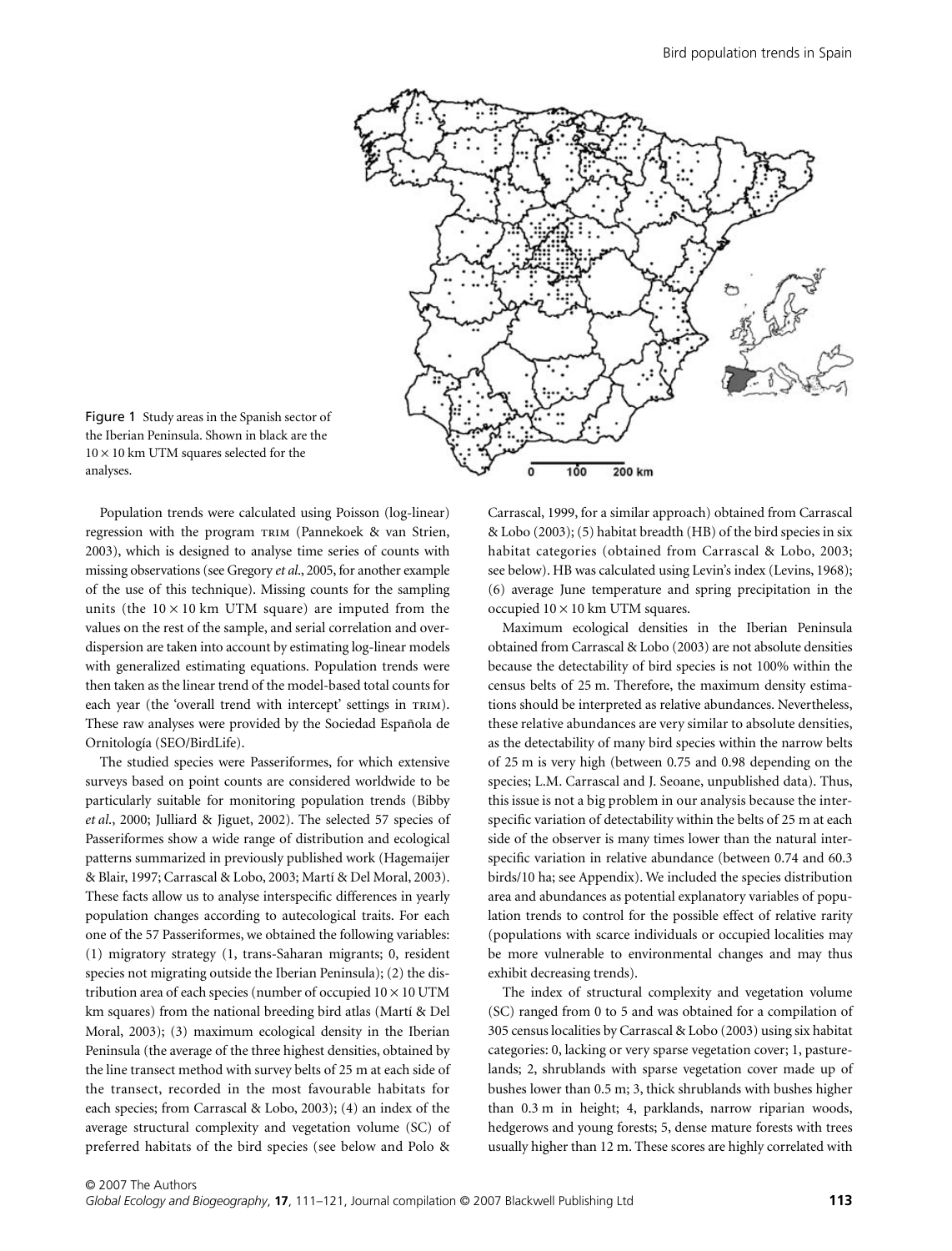Figure 1 Study areas in the Spanish sector of the Iberian Peninsula. Shown in black are the $10 \times 10$ km UTM squares selected for the analyses.

Population trends were calculated using Poisson (log-linear) regression with the program TRIM (Pannekoek & van Strien, 2003), which is designed to analyse time series of counts with missing observations (see Gregory *et al*., 2005, for another example of the use of this technique). Missing counts for the sampling units (the $10 \times 10$ km UTM square) are imputed from the values on the rest of the sample, and serial correlation and overdispersion are taken into account by estimating log-linear models with generalized estimating equations. Population trends were then taken as the linear trend of the model-based total counts for each year (the 'overall trend with intercept' settings in TRIM). These raw analyses were provided by the Sociedad Española de Ornitología (SEO/BirdLife).

The studied species were Passeriformes, for which extensive surveys based on point counts are considered worldwide to be particularly suitable for monitoring population trends (Bibby *et al*., 2000; Julliard & Jiguet, 2002). The selected 57 species of Passeriformes show a wide range of distribution and ecological patterns summarized in previously published work (Hagemaijer & Blair, 1997; Carrascal & Lobo, 2003; Martí & Del Moral, 2003). These facts allow us to analyse interspecific differences in yearly population changes according to autecological traits. For each one of the 57 Passeriformes, we obtained the following variables: (1) migratory strategy (1, trans-Saharan migrants; 0, resident species not migrating outside the Iberian Peninsula); (2) the distribution area of each species (number of occupied $10 \times 10$ UTM km squares) from the national breeding bird atlas (Martí & Del Moral, 2003); (3) maximum ecological density in the Iberian Peninsula (the average of the three highest densities, obtained by the line transect method with survey belts of 25 m at each side of the transect, recorded in the most favourable habitats for each species; from Carrascal & Lobo, 2003); (4) an index of the average structural complexity and vegetation volume (SC) of preferred habitats of the bird species (see below and Polo & Carrascal, 1999, for a similar approach) obtained from Carrascal & Lobo (2003); (5) habitat breadth (HB) of the bird species in six habitat categories (obtained from Carrascal & Lobo, 2003; see below). HB was calculated using Levin's index (Levins, 1968); (6) average June temperature and spring precipitation in the occupied $10 \times 10$ km UTM squares.

Maximum ecological densities in the Iberian Peninsula obtained from Carrascal & Lobo (2003) are not absolute densities because the detectability of bird species is not 100% within the census belts of 25 m. Therefore, the maximum density estimations should be interpreted as relative abundances. Nevertheless, these relative abundances are very similar to absolute densities, as the detectability of many bird species within the narrow belts of 25 m is very high (between 0.75 and 0.98 depending on the species; L.M. Carrascal and J. Seoane, unpublished data). Thus, this issue is not a big problem in our analysis because the interspecific variation of detectability within the belts of 25 m at each side of the observer is many times lower than the natural interspecific variation in relative abundance (between 0.74 and 60.3 birds/10 ha; see Appendix). We included the species distribution area and abundances as potential explanatory variables of population trends to control for the possible effect of relative rarity (populations with scarce individuals or occupied localities may be more vulnerable to environmental changes and may thus exhibit decreasing trends).

The index of structural complexity and vegetation volume (SC) ranged from 0 to 5 and was obtained for a compilation of 305 census localities by Carrascal & Lobo (2003) using six habitat categories: 0, lacking or very sparse vegetation cover; 1, pasturelands; 2, shrublands with sparse vegetation cover made up of bushes lower than 0.5 m; 3, thick shrublands with bushes higher than 0.3 m in height; 4, parklands, narrow riparian woods, hedgerows and young forests; 5, dense mature forests with trees usually higher than 12 m. These scores are highly correlated with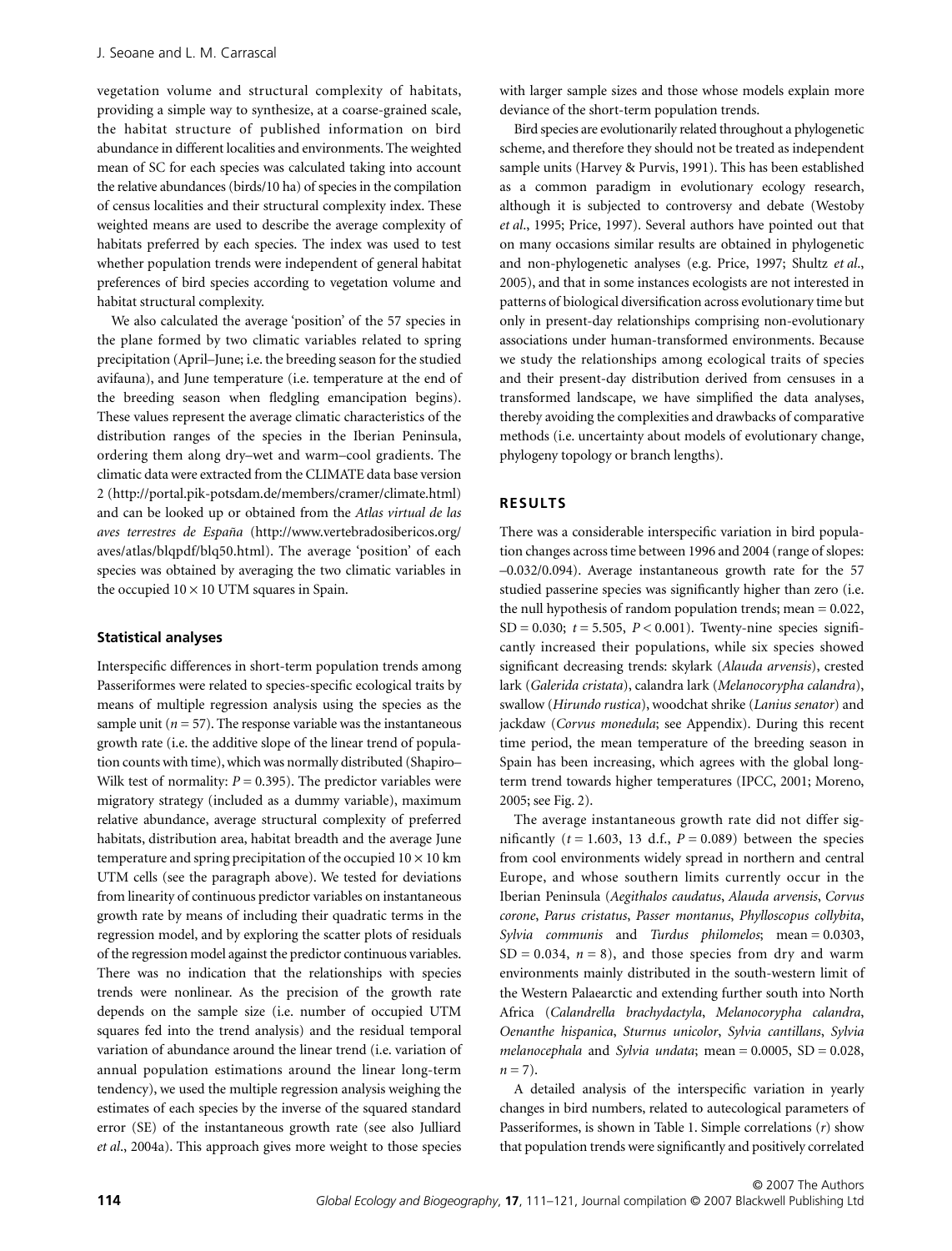vegetation volume and structural complexity of habitats, providing a simple way to synthesize, at a coarse-grained scale, the habitat structure of published information on bird abundance in different localities and environments. The weighted mean of SC for each species was calculated taking into account the relative abundances (birds/10 ha) of species in the compilation of census localities and their structural complexity index. These weighted means are used to describe the average complexity of habitats preferred by each species. The index was used to test whether population trends were independent of general habitat preferences of bird species according to vegetation volume and habitat structural complexity.

We also calculated the average 'position' of the 57 species in the plane formed by two climatic variables related to spring precipitation (April–June; i.e. the breeding season for the studied avifauna), and June temperature (i.e. temperature at the end of the breeding season when fledgling emancipation begins). These values represent the average climatic characteristics of the distribution ranges of the species in the Iberian Peninsula, ordering them along dry–wet and warm–cool gradients. The climatic data were extracted from the CLIMATE data base version 2 (http://portal.pik-potsdam.de/members/cramer/climate.html) and can be looked up or obtained from the *Atlas virtual de las aves terrestres de España* (http://www.vertebradosibericos.org/aves/atlas/blqpdf/blq50.html). The average 'position' of each species was obtained by averaging the two climatic variables in the occupied $10 \times 10$ UTM squares in Spain.

### Statistical analyses

Interspecific differences in short-term population trends among Passeriformes were related to species-specific ecological traits by means of multiple regression analysis using the species as the sample unit ($n = 57$). The response variable was the instantaneous growth rate (i.e. the additive slope of the linear trend of population counts with time), which was normally distributed (Shapiro–Wilk test of normality: $P = 0.395$). The predictor variables were migratory strategy (included as a dummy variable), maximum relative abundance, average structural complexity of preferred habitats, distribution area, habitat breadth and the average June temperature and spring precipitation of the occupied $10 \times 10$ km UTM cells (see the paragraph above). We tested for deviations from linearity of continuous predictor variables on instantaneous growth rate by means of including their quadratic terms in the regression model, and by exploring the scatter plots of residuals of the regression model against the predictor continuous variables. There was no indication that the relationships with species trends were nonlinear. As the precision of the growth rate depends on the sample size (i.e. number of occupied UTM squares fed into the trend analysis) and the residual temporal variation of abundance around the linear trend (i.e. variation of annual population estimations around the linear long-term tendency), we used the multiple regression analysis weighing the estimates of each species by the inverse of the squared standard error (SE) of the instantaneous growth rate (see also Julliard *et al*., 2004a). This approach gives more weight to those species with larger sample sizes and those whose models explain more deviance of the short-term population trends.

Bird species are evolutionarily related throughout a phylogenetic scheme, and therefore they should not be treated as independent sample units (Harvey & Purvis, 1991). This has been established as a common paradigm in evolutionary ecology research, although it is subjected to controversy and debate (Westoby *et al*., 1995; Price, 1997). Several authors have pointed out that on many occasions similar results are obtained in phylogenetic and non-phylogenetic analyses (e.g. Price, 1997; Shultz *et al*., 2005), and that in some instances ecologists are not interested in patterns of biological diversification across evolutionary time but only in present-day relationships comprising non-evolutionary associations under human-transformed environments. Because we study the relationships among ecological traits of species and their present-day distribution derived from censuses in a transformed landscape, we have simplified the data analyses, thereby avoiding the complexities and drawbacks of comparative methods (i.e. uncertainty about models of evolutionary change, phylogeny topology or branch lengths).

## RESULTS

There was a considerable interspecific variation in bird population changes across time between 1996 and 2004 (range of slopes: –0.032/0.094). Average instantaneous growth rate for the 57 studied passerine species was significantly higher than zero (i.e. the null hypothesis of random population trends; mean = 0.022, SD = 0.030; $t = 5.505$, $P < 0.001$). Twenty-nine species significantly increased their populations, while six species showed significant decreasing trends: skylark (*Alauda arvensis*), crested lark (*Galerida cristata*), calandra lark (*Melanocorypha calandra*), swallow (*Hirundo rustica*), woodchat shrike (*Lanius senator*) and jackdaw (*Corvus monedula*; see Appendix). During this recent time period, the mean temperature of the breeding season in Spain has been increasing, which agrees with the global long-term trend towards higher temperatures (IPCC, 2001; Moreno, 2005; see Fig. 2).

The average instantaneous growth rate did not differ significantly ($t = 1.603$, 13 d.f., $P = 0.089$) between the species from cool environments widely spread in northern and central Europe, and whose southern limits currently occur in the Iberian Peninsula (*Aegithalos caudatus*, *Alauda arvensis*, *Corvus corone*, *Parus cristatus*, *Passer montanus*, *Phylloscopus collybita*, *Sylvia communis* and *Turdus philomelos*; mean = 0.0303, SD = 0.034, $n = 8$), and those species from dry and warm environments mainly distributed in the south-western limit of the Western Palaearctic and extending further south into North Africa (*Calandrella brachydactyla*, *Melanocorypha calandra*, *Oenanthe hispanica*, *Sturnus unicolor*, *Sylvia cantillans*, *Sylvia melanocephala* and *Sylvia undata*; mean = 0.0005, SD = 0.028, $n = 7$).

A detailed analysis of the interspecific variation in yearly changes in bird numbers, related to autecological parameters of Passeriformes, is shown in Table 1. Simple correlations ($r$) show that population trends were significantly and positively correlated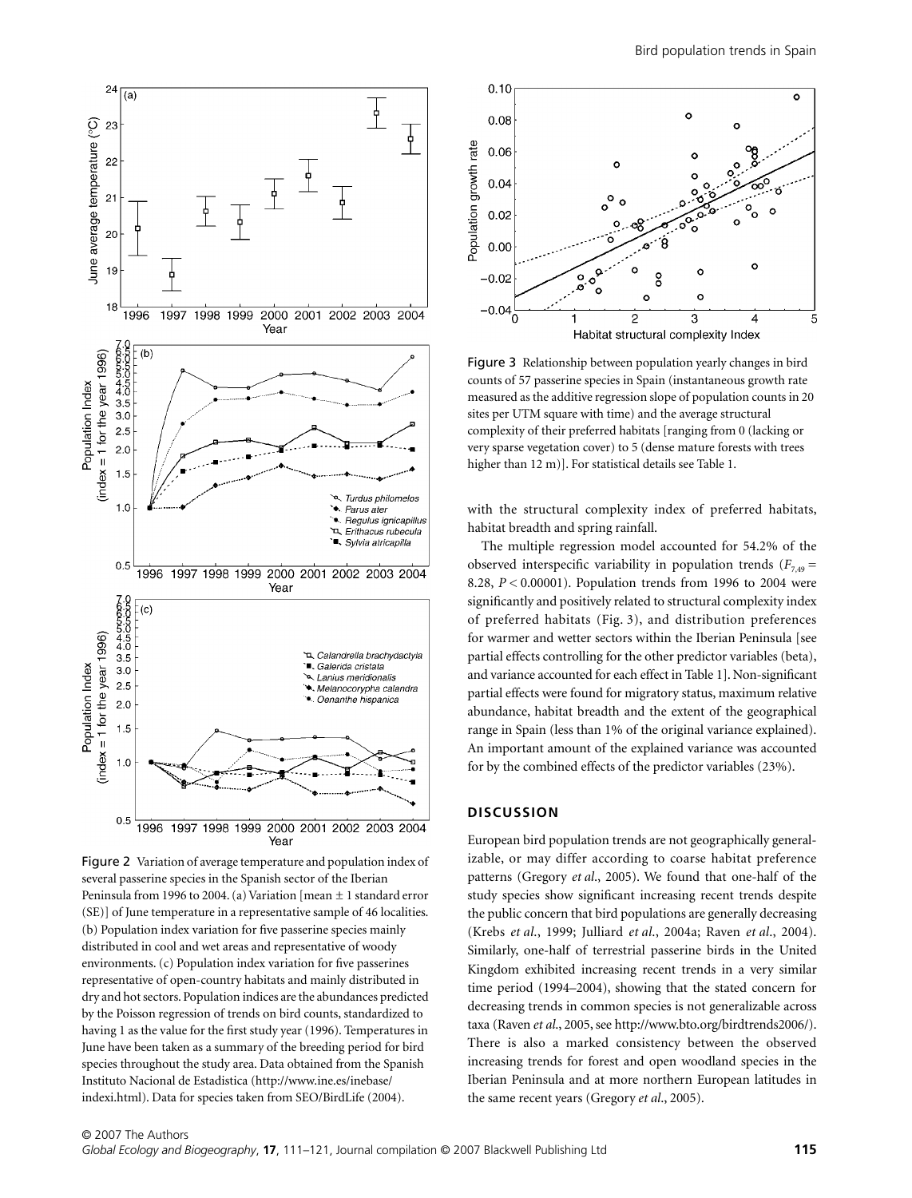Figure 2 Variation of average temperature and population index of several passerine species in the Spanish sector of the Iberian Peninsula from 1996 to 2004. (a) Variation [mean ± 1 standard error (SE)] of June temperature in a representative sample of 46 localities. (b) Population index variation for five passerine species mainly distributed in cool and wet areas and representative of woody environments. (c) Population index variation for five passerines representative of open-country habitats and mainly distributed in dry and hot sectors. Population indices are the abundances predicted by the Poisson regression of trends on bird counts, standardized to having 1 as the value for the first study year (1996). Temperatures in June have been taken as a summary of the breeding period for bird species throughout the study area. Data obtained from the Spanish Instituto Nacional de Estadistica (http://www.ine.es/inebase/indexi.html). Data for species taken from SEO/BirdLife (2004).

Figure 3 Relationship between population yearly changes in bird counts of 57 passerine species in Spain (instantaneous growth rate measured as the additive regression slope of population counts in 20 sites per UTM square with time) and the average structural complexity of their preferred habitats [ranging from 0 (lacking or very sparse vegetation cover) to 5 (dense mature forests with trees higher than 12 m)]. For statistical details see Table 1.

with the structural complexity index of preferred habitats, habitat breadth and spring rainfall.

The multiple regression model accounted for 54.2% of the observed interspecific variability in population trends ($F_{7,49}$ = 8.28, $P$ < 0.00001). Population trends from 1996 to 2004 were significantly and positively related to structural complexity index of preferred habitats (Fig. 3), and distribution preferences for warmer and wetter sectors within the Iberian Peninsula [see partial effects controlling for the other predictor variables (beta), and variance accounted for each effect in Table 1]. Non-significant partial effects were found for migratory status, maximum relative abundance, habitat breadth and the extent of the geographical range in Spain (less than 1% of the original variance explained). An important amount of the explained variance was accounted for by the combined effects of the predictor variables (23%).

## DISCUSSION

European bird population trends are not geographically generalizable, or may differ according to coarse habitat preference patterns (Gregory *et al*., 2005). We found that one-half of the study species show significant increasing recent trends despite the public concern that bird populations are generally decreasing (Krebs *et al*., 1999; Julliard *et al*., 2004a; Raven *et al*., 2004). Similarly, one-half of terrestrial passerine birds in the United Kingdom exhibited increasing recent trends in a very similar time period (1994–2004), showing that the stated concern for decreasing trends in common species is not generalizable across taxa (Raven *et al*., 2005, see http://www.bto.org/birdtrends2006/). There is also a marked consistency between the observed increasing trends for forest and open woodland species in the Iberian Peninsula and at more northern European latitudes in the same recent years (Gregory *et al*., 2005).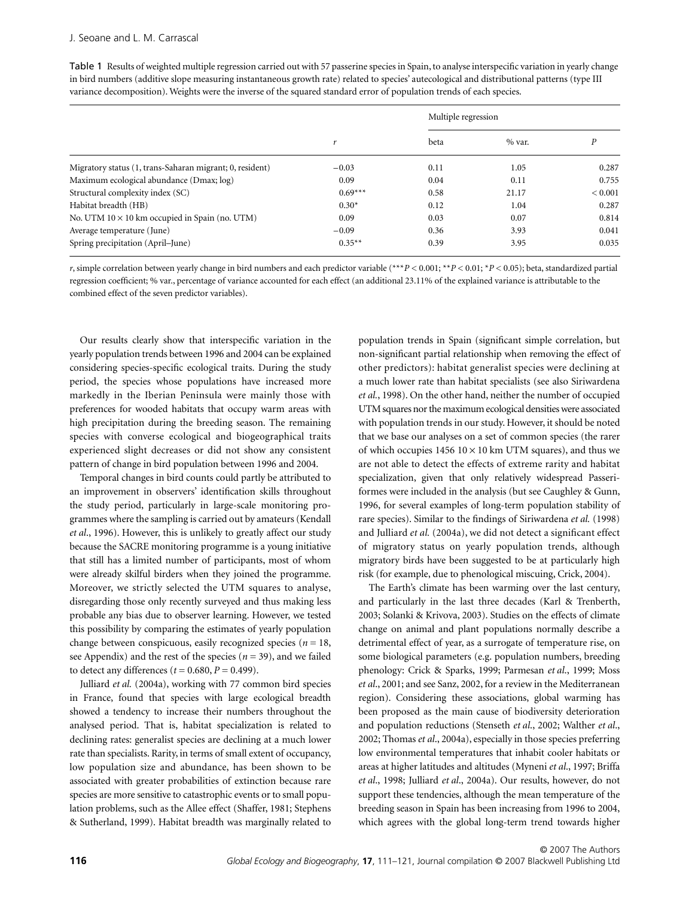Table 1 Results of weighted multiple regression carried out with 57 passerine species in Spain, to analyse interspecific variation in yearly change in bird numbers (additive slope measuring instantaneous growth rate) related to species' autecological and distributional patterns (type III variance decomposition). Weights were the inverse of the squared standard error of population trends of each species.

| | | Multiple regression | | |
|---|---|---|---|---|
| | $r$ | beta | % var. | $P$ |
| Migratory status (1, trans-Saharan migrant; 0, resident) | −0.03 | 0.11 | 1.05 | 0.287 |
| Maximum ecological abundance (Dmax; log) | 0.09 | 0.04 | 0.11 | 0.755 |
| Structural complexity index (SC) | 0.69*** | 0.58 | 21.17 | < 0.001 |
| Habitat breadth (HB) | 0.30* | 0.12 | 1.04 | 0.287 |
| No. UTM 10 × 10 km occupied in Spain (no. UTM) | 0.09 | 0.03 | 0.07 | 0.814 |
| Average temperature (June) | −0.09 | 0.36 | 3.93 | 0.041 |
| Spring precipitation (April–June) | 0.35** | 0.39 | 3.95 | 0.035 |

$r$, simple correlation between yearly change in bird numbers and each predictor variable (***$P < 0.001$; **$P < 0.01$; *$P < 0.05$); beta, standardized partial regression coefficient; % var., percentage of variance accounted for each effect (an additional 23.11% of the explained variance is attributable to the combined effect of the seven predictor variables).

Our results clearly show that interspecific variation in the yearly population trends between 1996 and 2004 can be explained considering species-specific ecological traits. During the study period, the species whose populations have increased more markedly in the Iberian Peninsula were mainly those with preferences for wooded habitats that occupy warm areas with high precipitation during the breeding season. The remaining species with converse ecological and biogeographical traits experienced slight decreases or did not show any consistent pattern of change in bird population between 1996 and 2004.

Temporal changes in bird counts could partly be attributed to an improvement in observers' identification skills throughout the study period, particularly in large-scale monitoring programmes where the sampling is carried out by amateurs (Kendall *et al*., 1996). However, this is unlikely to greatly affect our study because the SACRE monitoring programme is a young initiative that still has a limited number of participants, most of whom were already skilful birders when they joined the programme. Moreover, we strictly selected the UTM squares to analyse, disregarding those only recently surveyed and thus making less probable any bias due to observer learning. However, we tested this possibility by comparing the estimates of yearly population change between conspicuous, easily recognized species ($n = 18$, see Appendix) and the rest of the species ($n = 39$), and we failed to detect any differences ($t = 0.680$, $P = 0.499$).

Julliard *et al.* (2004a), working with 77 common bird species in France, found that species with large ecological breadth showed a tendency to increase their numbers throughout the analysed period. That is, habitat specialization is related to declining rates: generalist species are declining at a much lower rate than specialists. Rarity, in terms of small extent of occupancy, low population size and abundance, has been shown to be associated with greater probabilities of extinction because rare species are more sensitive to catastrophic events or to small population problems, such as the Allee effect (Shaffer, 1981; Stephens & Sutherland, 1999). Habitat breadth was marginally related to population trends in Spain (significant simple correlation, but non-significant partial relationship when removing the effect of other predictors): habitat generalist species were declining at a much lower rate than habitat specialists (see also Siriwardena *et al*., 1998). On the other hand, neither the number of occupied UTM squares nor the maximum ecological densities were associated with population trends in our study. However, it should be noted that we base our analyses on a set of common species (the rarer of which occupies 1456 10 × 10 km UTM squares), and thus we are not able to detect the effects of extreme rarity and habitat specialization, given that only relatively widespread Passeriformes were included in the analysis (but see Caughley & Gunn, 1996, for several examples of long-term population stability of rare species). Similar to the findings of Siriwardena *et al.* (1998) and Julliard *et al.* (2004a), we did not detect a significant effect of migratory status on yearly population trends, although migratory birds have been suggested to be at particularly high risk (for example, due to phenological miscuing, Crick, 2004).

The Earth's climate has been warming over the last century, and particularly in the last three decades (Karl & Trenberth, 2003; Solanki & Krivova, 2003). Studies on the effects of climate change on animal and plant populations normally describe a detrimental effect of year, as a surrogate of temperature rise, on some biological parameters (e.g. population numbers, breeding phenology: Crick & Sparks, 1999; Parmesan *et al*., 1999; Moss *et al*., 2001; and see Sanz, 2002, for a review in the Mediterranean region). Considering these associations, global warming has been proposed as the main cause of biodiversity deterioration and population reductions (Stenseth *et al*., 2002; Walther *et al*., 2002; Thomas *et al*., 2004a), especially in those species preferring low environmental temperatures that inhabit cooler habitats or areas at higher latitudes and altitudes (Myneni *et al*., 1997; Briffa *et al*., 1998; Julliard *et al*., 2004a). Our results, however, do not support these tendencies, although the mean temperature of the breeding season in Spain has been increasing from 1996 to 2004, which agrees with the global long-term trend towards higher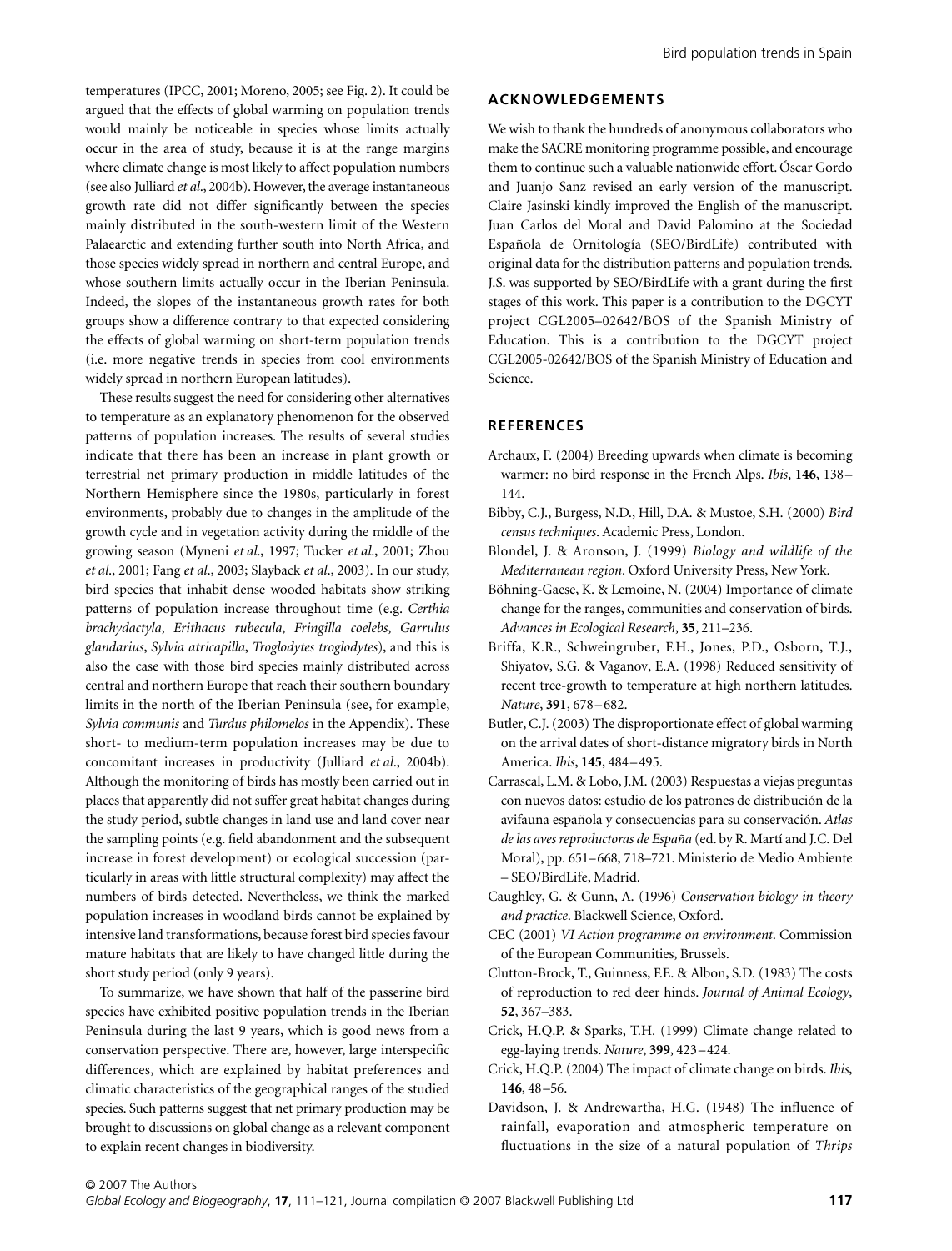temperatures (IPCC, 2001; Moreno, 2005; see Fig. 2). It could be argued that the effects of global warming on population trends would mainly be noticeable in species whose limits actually occur in the area of study, because it is at the range margins where climate change is most likely to affect population numbers (see also Julliard *et al*., 2004b). However, the average instantaneous growth rate did not differ significantly between the species mainly distributed in the south-western limit of the Western Palaearctic and extending further south into North Africa, and those species widely spread in northern and central Europe, and whose southern limits actually occur in the Iberian Peninsula. Indeed, the slopes of the instantaneous growth rates for both groups show a difference contrary to that expected considering the effects of global warming on short-term population trends (i.e. more negative trends in species from cool environments widely spread in northern European latitudes).

These results suggest the need for considering other alternatives to temperature as an explanatory phenomenon for the observed patterns of population increases. The results of several studies indicate that there has been an increase in plant growth or terrestrial net primary production in middle latitudes of the Northern Hemisphere since the 1980s, particularly in forest environments, probably due to changes in the amplitude of the growth cycle and in vegetation activity during the middle of the growing season (Myneni *et al*., 1997; Tucker *et al*., 2001; Zhou *et al*., 2001; Fang *et al*., 2003; Slayback *et al*., 2003). In our study, bird species that inhabit dense wooded habitats show striking patterns of population increase throughout time (e.g. *Certhia brachydactyla*, *Erithacus rubecula*, *Fringilla coelebs*, *Garrulus glandarius*, *Sylvia atricapilla*, *Troglodytes troglodytes*), and this is also the case with those bird species mainly distributed across central and northern Europe that reach their southern boundary limits in the north of the Iberian Peninsula (see, for example, *Sylvia communis* and *Turdus philomelos* in the Appendix). These short- to medium-term population increases may be due to concomitant increases in productivity (Julliard *et al*., 2004b). Although the monitoring of birds has mostly been carried out in places that apparently did not suffer great habitat changes during the study period, subtle changes in land use and land cover near the sampling points (e.g. field abandonment and the subsequent increase in forest development) or ecological succession (particularly in areas with little structural complexity) may affect the numbers of birds detected. Nevertheless, we think the marked population increases in woodland birds cannot be explained by intensive land transformations, because forest bird species favour mature habitats that are likely to have changed little during the short study period (only 9 years).

To summarize, we have shown that half of the passerine bird species have exhibited positive population trends in the Iberian Peninsula during the last 9 years, which is good news from a conservation perspective. There are, however, large interspecific differences, which are explained by habitat preferences and climatic characteristics of the geographical ranges of the studied species. Such patterns suggest that net primary production may be brought to discussions on global change as a relevant component to explain recent changes in biodiversity.

## ACKNOWLEDGEMENTS

We wish to thank the hundreds of anonymous collaborators who make the SACRE monitoring programme possible, and encourage them to continue such a valuable nationwide effort. Óscar Gordo and Juanjo Sanz revised an early version of the manuscript. Claire Jasinski kindly improved the English of the manuscript. Juan Carlos del Moral and David Palomino at the Sociedad Española de Ornitología (SEO/BirdLife) contributed with original data for the distribution patterns and population trends. J.S. was supported by SEO/BirdLife with a grant during the first stages of this work. This paper is a contribution to the DGCYT project CGL2005–02642/BOS of the Spanish Ministry of Education. This is a contribution to the DGCYT project CGL2005-02642/BOS of the Spanish Ministry of Education and Science.

## REFERENCES

Archaux, F. (2004) Breeding upwards when climate is becoming warmer: no bird response in the French Alps. *Ibis*, **146**, 138–144.

Bibby, C.J., Burgess, N.D., Hill, D.A. & Mustoe, S.H. (2000) *Bird census techniques*. Academic Press, London.

Blondel, J. & Aronson, J. (1999) *Biology and wildlife of the Mediterranean region*. Oxford University Press, New York.

Böhning-Gaese, K. & Lemoine, N. (2004) Importance of climate change for the ranges, communities and conservation of birds. *Advances in Ecological Research*, **35**, 211–236.

Briffa, K.R., Schweingruber, F.H., Jones, P.D., Osborn, T.J., Shiyatov, S.G. & Vaganov, E.A. (1998) Reduced sensitivity of recent tree-growth to temperature at high northern latitudes. *Nature*, **391**, 678–682.

Butler, C.J. (2003) The disproportionate effect of global warming on the arrival dates of short-distance migratory birds in North America. *Ibis*, **145**, 484–495.

Carrascal, L.M. & Lobo, J.M. (2003) Respuestas a viejas preguntas con nuevos datos: estudio de los patrones de distribución de la avifauna española y consecuencias para su conservación. *Atlas de las aves reproductoras de España* (ed. by R. Martí and J.C. Del Moral), pp. 651–668, 718–721. Ministerio de Medio Ambiente – SEO/BirdLife, Madrid.

Caughley, G. & Gunn, A. (1996) *Conservation biology in theory and practice*. Blackwell Science, Oxford.

CEC (2001) *VI Action programme on environment*. Commission of the European Communities, Brussels.

Clutton-Brock, T., Guinness, F.E. & Albon, S.D. (1983) The costs of reproduction to red deer hinds. *Journal of Animal Ecology*, **52**, 367–383.

Crick, H.Q.P. & Sparks, T.H. (1999) Climate change related to egg-laying trends. *Nature*, **399**, 423–424.

Crick, H.Q.P. (2004) The impact of climate change on birds. *Ibis*, **146**, 48–56.

Davidson, J. & Andrewartha, H.G. (1948) The influence of rainfall, evaporation and atmospheric temperature on fluctuations in the size of a natural population of *Thrips*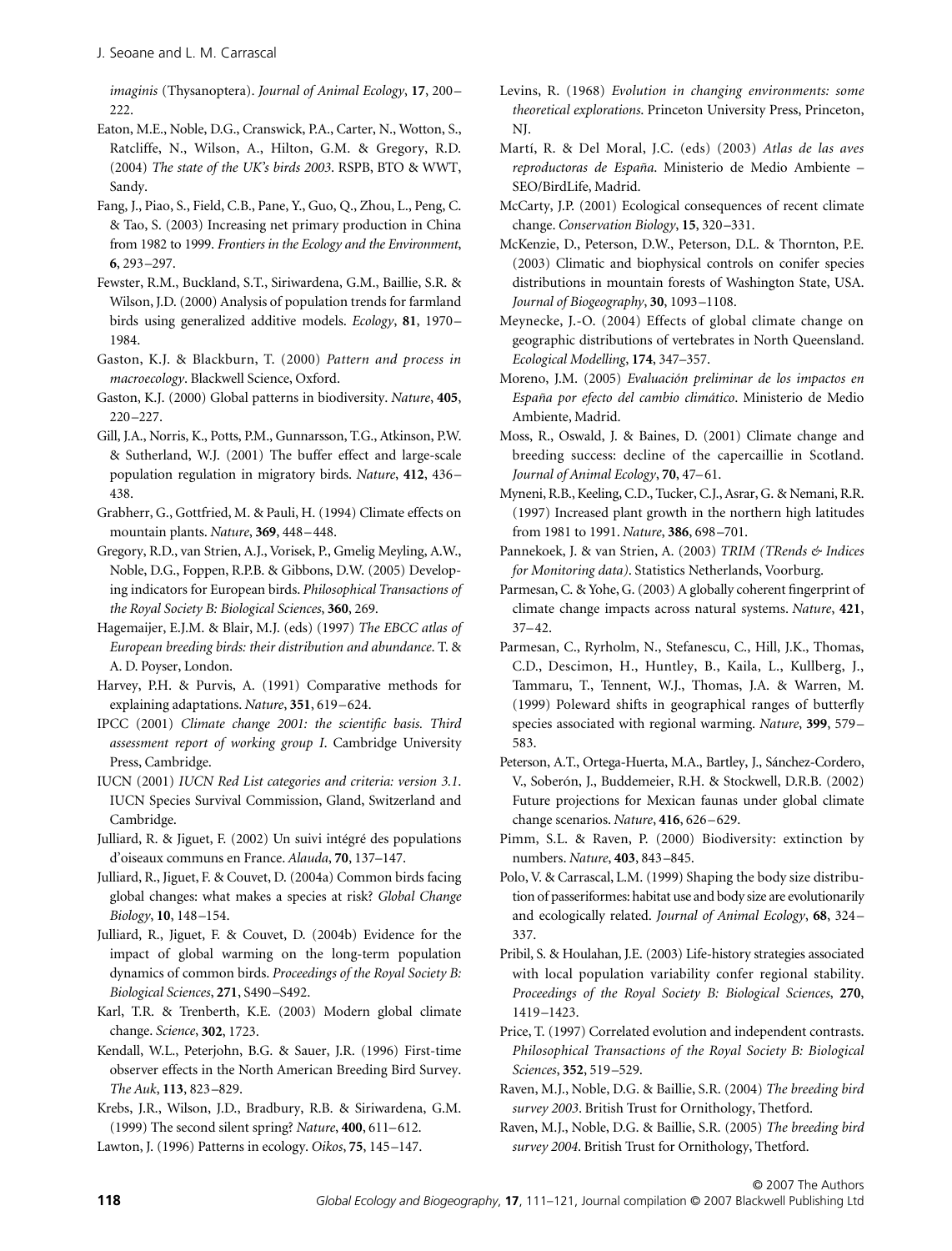*imaginis* (Thysanoptera). *Journal of Animal Ecology*, **17**, 200–222.

Eaton, M.E., Noble, D.G., Cranswick, P.A., Carter, N., Wotton, S., Ratcliffe, N., Wilson, A., Hilton, G.M. & Gregory, R.D. (2004) *The state of the UK's birds 2003*. RSPB, BTO & WWT, Sandy.

Fang, J., Piao, S., Field, C.B., Pane, Y., Guo, Q., Zhou, L., Peng, C. & Tao, S. (2003) Increasing net primary production in China from 1982 to 1999. *Frontiers in the Ecology and the Environment*, **6**, 293–297.

Fewster, R.M., Buckland, S.T., Siriwardena, G.M., Baillie, S.R. & Wilson, J.D. (2000) Analysis of population trends for farmland birds using generalized additive models. *Ecology*, **81**, 1970–1984.

Gaston, K.J. & Blackburn, T. (2000) *Pattern and process in macroecology*. Blackwell Science, Oxford.

Gaston, K.J. (2000) Global patterns in biodiversity. *Nature*, **405**, 220–227.

Gill, J.A., Norris, K., Potts, P.M., Gunnarsson, T.G., Atkinson, P.W. & Sutherland, W.J. (2001) The buffer effect and large-scale population regulation in migratory birds. *Nature*, **412**, 436–438.

Grabherr, G., Gottfried, M. & Pauli, H. (1994) Climate effects on mountain plants. *Nature*, **369**, 448–448.

Gregory, R.D., van Strien, A.J., Vorisek, P., Gmelig Meyling, A.W., Noble, D.G., Foppen, R.P.B. & Gibbons, D.W. (2005) Developing indicators for European birds. *Philosophical Transactions of the Royal Society B: Biological Sciences*, **360**, 269.

Hagemaijer, E.J.M. & Blair, M.J. (eds) (1997) *The EBCC atlas of European breeding birds: their distribution and abundance*. T. & A. D. Poyser, London.

Harvey, P.H. & Purvis, A. (1991) Comparative methods for explaining adaptations. *Nature*, **351**, 619–624.

IPCC (2001) *Climate change 2001: the scientific basis. Third assessment report of working group I*. Cambridge University Press, Cambridge.

IUCN (2001) *IUCN Red List categories and criteria: version 3.1*. IUCN Species Survival Commission, Gland, Switzerland and Cambridge.

Julliard, R. & Jiguet, F. (2002) Un suivi intégré des populations d'oiseaux communs en France. *Alauda*, **70**, 137–147.

Julliard, R., Jiguet, F. & Couvet, D. (2004a) Common birds facing global changes: what makes a species at risk? *Global Change Biology*, **10**, 148–154.

Julliard, R., Jiguet, F. & Couvet, D. (2004b) Evidence for the impact of global warming on the long-term population dynamics of common birds. *Proceedings of the Royal Society B: Biological Sciences*, **271**, S490–S492.

Karl, T.R. & Trenberth, K.E. (2003) Modern global climate change. *Science*, **302**, 1723.

Kendall, W.L., Peterjohn, B.G. & Sauer, J.R. (1996) First-time observer effects in the North American Breeding Bird Survey. *The Auk*, **113**, 823–829.

Krebs, J.R., Wilson, J.D., Bradbury, R.B. & Siriwardena, G.M. (1999) The second silent spring? *Nature*, **400**, 611–612.

Lawton, J. (1996) Patterns in ecology. *Oikos*, **75**, 145–147.

Levins, R. (1968) *Evolution in changing environments: some theoretical explorations*. Princeton University Press, Princeton, NJ.

Martí, R. & Del Moral, J.C. (eds) (2003) *Atlas de las aves reproductoras de España*. Ministerio de Medio Ambiente – SEO/BirdLife, Madrid.

McCarty, J.P. (2001) Ecological consequences of recent climate change. *Conservation Biology*, **15**, 320–331.

McKenzie, D., Peterson, D.W., Peterson, D.L. & Thornton, P.E. (2003) Climatic and biophysical controls on conifer species distributions in mountain forests of Washington State, USA. *Journal of Biogeography*, **30**, 1093–1108.

Meynecke, J.-O. (2004) Effects of global climate change on geographic distributions of vertebrates in North Queensland. *Ecological Modelling*, **174**, 347–357.

Moreno, J.M. (2005) *Evaluación preliminar de los impactos en España por efecto del cambio climático*. Ministerio de Medio Ambiente, Madrid.

Moss, R., Oswald, J. & Baines, D. (2001) Climate change and breeding success: decline of the capercaillie in Scotland. *Journal of Animal Ecology*, **70**, 47–61.

Myneni, R.B., Keeling, C.D., Tucker, C.J., Asrar, G. & Nemani, R.R. (1997) Increased plant growth in the northern high latitudes from 1981 to 1991. *Nature*, **386**, 698–701.

Pannekoek, J. & van Strien, A. (2003) *TRIM (TRends & Indices for Monitoring data)*. Statistics Netherlands, Voorburg.

Parmesan, C. & Yohe, G. (2003) A globally coherent fingerprint of climate change impacts across natural systems. *Nature*, **421**, 37–42.

Parmesan, C., Ryrholm, N., Stefanescu, C., Hill, J.K., Thomas, C.D., Descimon, H., Huntley, B., Kaila, L., Kullberg, J., Tammaru, T., Tennent, W.J., Thomas, J.A. & Warren, M. (1999) Poleward shifts in geographical ranges of butterfly species associated with regional warming. *Nature*, **399**, 579–583.

Peterson, A.T., Ortega-Huerta, M.A., Bartley, J., Sánchez-Cordero, V., Soberón, J., Buddemeier, R.H. & Stockwell, D.R.B. (2002) Future projections for Mexican faunas under global climate change scenarios. *Nature*, **416**, 626–629.

Pimm, S.L. & Raven, P. (2000) Biodiversity: extinction by numbers. *Nature*, **403**, 843–845.

Polo, V. & Carrascal, L.M. (1999) Shaping the body size distribution of passeriformes: habitat use and body size are evolutionarily and ecologically related. *Journal of Animal Ecology*, **68**, 324–337.

Pribil, S. & Houlahan, J.E. (2003) Life-history strategies associated with local population variability confer regional stability. *Proceedings of the Royal Society B: Biological Sciences*, **270**, 1419–1423.

Price, T. (1997) Correlated evolution and independent contrasts. *Philosophical Transactions of the Royal Society B: Biological Sciences*, **352**, 519–529.

Raven, M.J., Noble, D.G. & Baillie, S.R. (2004) *The breeding bird survey 2003*. British Trust for Ornithology, Thetford.

Raven, M.J., Noble, D.G. & Baillie, S.R. (2005) *The breeding bird survey 2004*. British Trust for Ornithology, Thetford.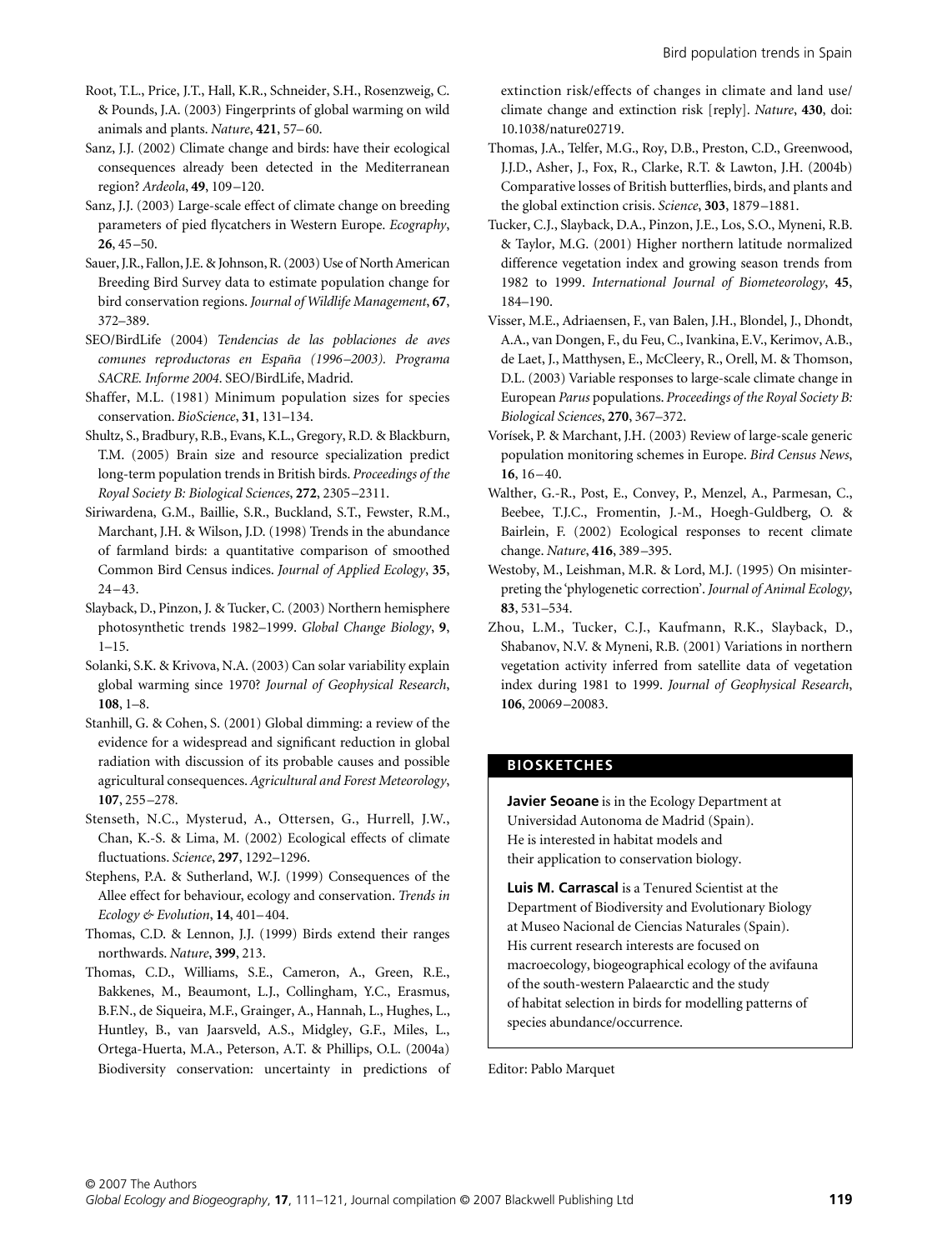Root, T.L., Price, J.T., Hall, K.R., Schneider, S.H., Rosenzweig, C. & Pounds, J.A. (2003) Fingerprints of global warming on wild animals and plants. *Nature*, **421**, 57–60.

Sanz, J.J. (2002) Climate change and birds: have their ecological consequences already been detected in the Mediterranean region? *Ardeola*, **49**, 109–120.

Sanz, J.J. (2003) Large-scale effect of climate change on breeding parameters of pied flycatchers in Western Europe. *Ecography*, **26**, 45–50.

Sauer, J.R., Fallon, J.E. & Johnson, R. (2003) Use of North American Breeding Bird Survey data to estimate population change for bird conservation regions. *Journal of Wildlife Management*, **67**, 372–389.

SEO/BirdLife (2004) *Tendencias de las poblaciones de aves comunes reproductoras en España (1996–2003). Programa SACRE. Informe 2004*. SEO/BirdLife, Madrid.

Shaffer, M.L. (1981) Minimum population sizes for species conservation. *BioScience*, **31**, 131–134.

Shultz, S., Bradbury, R.B., Evans, K.L., Gregory, R.D. & Blackburn, T.M. (2005) Brain size and resource specialization predict long-term population trends in British birds. *Proceedings of the Royal Society B: Biological Sciences*, **272**, 2305–2311.

Siriwardena, G.M., Baillie, S.R., Buckland, S.T., Fewster, R.M., Marchant, J.H. & Wilson, J.D. (1998) Trends in the abundance of farmland birds: a quantitative comparison of smoothed Common Bird Census indices. *Journal of Applied Ecology*, **35**, 24–43.

Slayback, D., Pinzon, J. & Tucker, C. (2003) Northern hemisphere photosynthetic trends 1982–1999. *Global Change Biology*, **9**, 1–15.

Solanki, S.K. & Krivova, N.A. (2003) Can solar variability explain global warming since 1970? *Journal of Geophysical Research*, **108**, 1–8.

Stanhill, G. & Cohen, S. (2001) Global dimming: a review of the evidence for a widespread and significant reduction in global radiation with discussion of its probable causes and possible agricultural consequences. *Agricultural and Forest Meteorology*, **107**, 255–278.

Stenseth, N.C., Mysterud, A., Ottersen, G., Hurrell, J.W., Chan, K.-S. & Lima, M. (2002) Ecological effects of climate fluctuations. *Science*, **297**, 1292–1296.

Stephens, P.A. & Sutherland, W.J. (1999) Consequences of the Allee effect for behaviour, ecology and conservation. *Trends in Ecology & Evolution*, **14**, 401–404.

Thomas, C.D. & Lennon, J.J. (1999) Birds extend their ranges northwards. *Nature*, **399**, 213.

Thomas, C.D., Williams, S.E., Cameron, A., Green, R.E., Bakkenes, M., Beaumont, L.J., Collingham, Y.C., Erasmus, B.F.N., de Siqueira, M.F., Grainger, A., Hannah, L., Hughes, L., Huntley, B., van Jaarsveld, A.S., Midgley, G.F., Miles, L., Ortega-Huerta, M.A., Peterson, A.T. & Phillips, O.L. (2004a) Biodiversity conservation: uncertainty in predictions of extinction risk/effects of changes in climate and land use/climate change and extinction risk [reply]. *Nature*, **430**, doi: 10.1038/nature02719.

Thomas, J.A., Telfer, M.G., Roy, D.B., Preston, C.D., Greenwood, J.J.D., Asher, J., Fox, R., Clarke, R.T. & Lawton, J.H. (2004b) Comparative losses of British butterflies, birds, and plants and the global extinction crisis. *Science*, **303**, 1879–1881.

Tucker, C.J., Slayback, D.A., Pinzon, J.E., Los, S.O., Myneni, R.B. & Taylor, M.G. (2001) Higher northern latitude normalized difference vegetation index and growing season trends from 1982 to 1999. *International Journal of Biometeorology*, **45**, 184–190.

Visser, M.E., Adriaensen, F., van Balen, J.H., Blondel, J., Dhondt, A.A., van Dongen, F., du Feu, C., Ivankina, E.V., Kerimov, A.B., de Laet, J., Matthysen, E., McCleery, R., Orell, M. & Thomson, D.L. (2003) Variable responses to large-scale climate change in European *Parus* populations. *Proceedings of the Royal Society B: Biological Sciences*, **270**, 367–372.

Vorísek, P. & Marchant, J.H. (2003) Review of large-scale generic population monitoring schemes in Europe. *Bird Census News*, **16**, 16–40.

Walther, G.-R., Post, E., Convey, P., Menzel, A., Parmesan, C., Beebee, T.J.C., Fromentin, J.-M., Hoegh-Guldberg, O. & Bairlein, F. (2002) Ecological responses to recent climate change. *Nature*, **416**, 389–395.

Westoby, M., Leishman, M.R. & Lord, M.J. (1995) On misinterpreting the 'phylogenetic correction'. *Journal of Animal Ecology*, **83**, 531–534.

Zhou, L.M., Tucker, C.J., Kaufmann, R.K., Slayback, D., Shabanov, N.V. & Myneni, R.B. (2001) Variations in northern vegetation activity inferred from satellite data of vegetation index during 1981 to 1999. *Journal of Geophysical Research*, **106**, 20069–20083.

## BIOSKETCHES

**Javier Seoane** is in the Ecology Department at Universidad Autonoma de Madrid (Spain). He is interested in habitat models and their application to conservation biology.

**Luis M. Carrascal** is a Tenured Scientist at the Department of Biodiversity and Evolutionary Biology at Museo Nacional de Ciencias Naturales (Spain). His current research interests are focused on macroecology, biogeographical ecology of the avifauna of the south-western Palaearctic and the study of habitat selection in birds for modelling patterns of species abundance/occurrence.

Editor: Pablo Marquet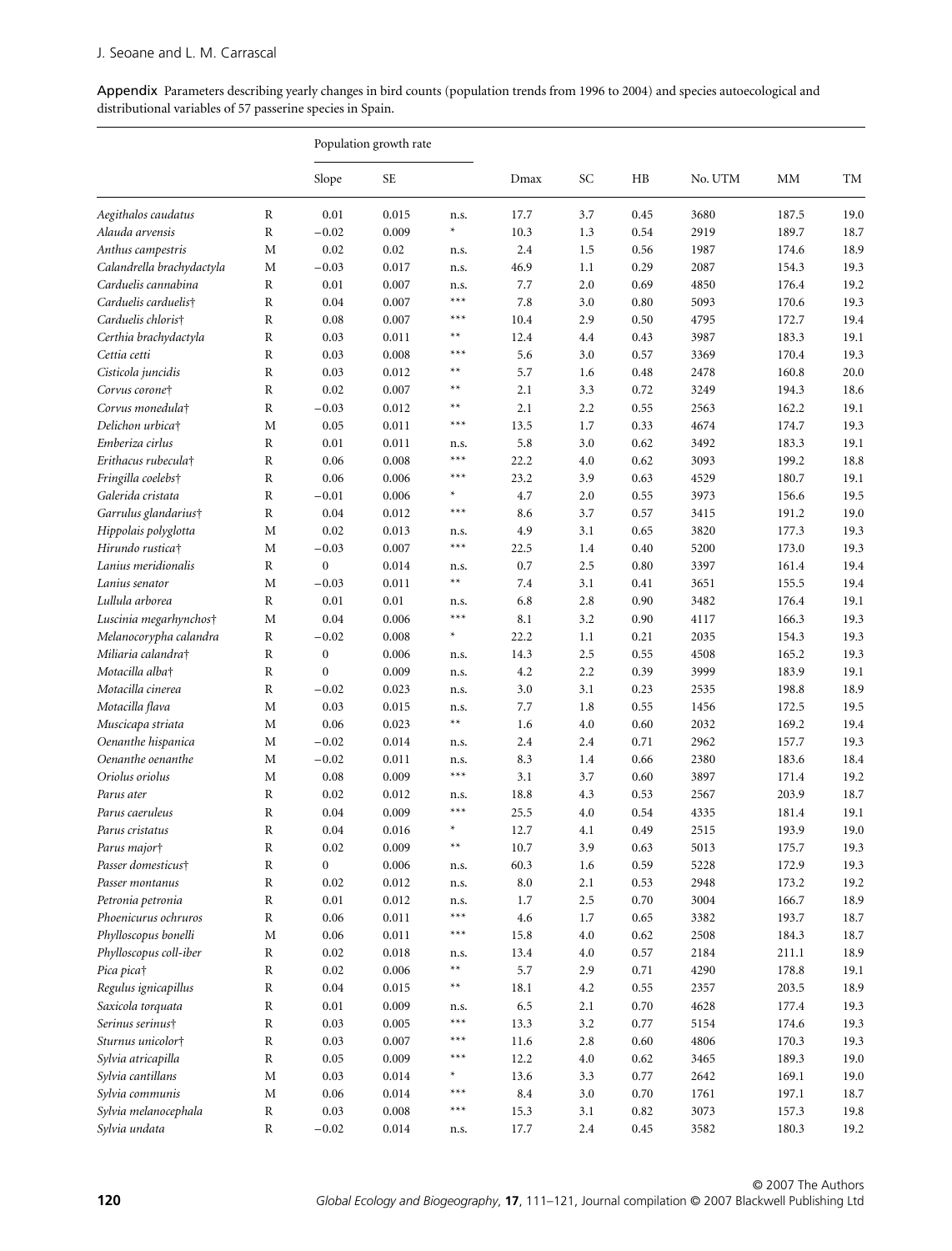**Appendix** Parameters describing yearly changes in bird counts (population trends from 1996 to 2004) and species autoecological and distributional variables of 57 passerine species in Spain.

| | | Population growth rate | | | | | | | | |
|---|---|---|---|---|---|---|---|---|---|---|
| | | Slope | SE | | Dmax | SC | HB | No. UTM | MM | TM |
| *Aegithalos caudatus* | R | 0.01 | 0.015 | n.s. | 17.7 | 3.7 | 0.45 | 3680 | 187.5 | 19.0 |
| *Alauda arvensis* | R | −0.02 | 0.009 | * | 10.3 | 1.3 | 0.54 | 2919 | 189.7 | 18.7 |
| *Anthus campestris* | M | 0.02 | 0.02 | n.s. | 2.4 | 1.5 | 0.56 | 1987 | 174.6 | 18.9 |
| *Calandrella brachydactyla* | M | −0.03 | 0.017 | n.s. | 46.9 | 1.1 | 0.29 | 2087 | 154.3 | 19.3 |
| *Carduelis cannabina* | R | 0.01 | 0.007 | n.s. | 7.7 | 2.0 | 0.69 | 4850 | 176.4 | 19.2 |
| *Carduelis carduelis*† | R | 0.04 | 0.007 | *** | 7.8 | 3.0 | 0.80 | 5093 | 170.6 | 19.3 |
| *Carduelis chloris*† | R | 0.08 | 0.007 | *** | 10.4 | 2.9 | 0.50 | 4795 | 172.7 | 19.4 |
| *Certhia brachydactyla* | R | 0.03 | 0.011 | ** | 12.4 | 4.4 | 0.43 | 3987 | 183.3 | 19.1 |
| *Cettia cetti* | R | 0.03 | 0.008 | *** | 5.6 | 3.0 | 0.57 | 3369 | 170.4 | 19.3 |
| *Cisticola juncidis* | R | 0.03 | 0.012 | ** | 5.7 | 1.6 | 0.48 | 2478 | 160.8 | 20.0 |
| *Corvus corone*† | R | 0.02 | 0.007 | ** | 2.1 | 3.3 | 0.72 | 3249 | 194.3 | 18.6 |
| *Corvus monedula*† | R | −0.03 | 0.012 | ** | 2.1 | 2.2 | 0.55 | 2563 | 162.2 | 19.1 |
| *Delichon urbica*† | M | 0.05 | 0.011 | *** | 13.5 | 1.7 | 0.33 | 4674 | 174.7 | 19.3 |
| *Emberiza cirlus* | R | 0.01 | 0.011 | n.s. | 5.8 | 3.0 | 0.62 | 3492 | 183.3 | 19.1 |
| *Erithacus rubecula*† | R | 0.06 | 0.008 | *** | 22.2 | 4.0 | 0.62 | 3093 | 199.2 | 18.8 |
| *Fringilla coelebs*† | R | 0.06 | 0.006 | *** | 23.2 | 3.9 | 0.63 | 4529 | 180.7 | 19.1 |
| *Galerida cristata* | R | −0.01 | 0.006 | * | 4.7 | 2.0 | 0.55 | 3973 | 156.6 | 19.5 |
| *Garrulus glandarius*† | R | 0.04 | 0.012 | *** | 8.6 | 3.7 | 0.57 | 3415 | 191.2 | 19.0 |
| *Hippolais polyglotta* | M | 0.02 | 0.013 | n.s. | 4.9 | 3.1 | 0.65 | 3820 | 177.3 | 19.3 |
| *Hirundo rustica*† | M | −0.03 | 0.007 | *** | 22.5 | 1.4 | 0.40 | 5200 | 173.0 | 19.3 |
| *Lanius meridionalis* | R | 0 | 0.014 | n.s. | 0.7 | 2.5 | 0.80 | 3397 | 161.4 | 19.4 |
| *Lanius senator* | M | −0.03 | 0.011 | ** | 7.4 | 3.1 | 0.41 | 3651 | 155.5 | 19.4 |
| *Lullula arborea* | R | 0.01 | 0.01 | n.s. | 6.8 | 2.8 | 0.90 | 3482 | 176.4 | 19.1 |
| *Luscinia megarhynchos*† | M | 0.04 | 0.006 | *** | 8.1 | 3.2 | 0.90 | 4117 | 166.3 | 19.3 |
| *Melanocorypha calandra* | R | −0.02 | 0.008 | * | 22.2 | 1.1 | 0.21 | 2035 | 154.3 | 19.3 |
| *Miliaria calandra*† | R | 0 | 0.006 | n.s. | 14.3 | 2.5 | 0.55 | 4508 | 165.2 | 19.3 |
| *Motacilla alba*† | R | 0 | 0.009 | n.s. | 4.2 | 2.2 | 0.39 | 3999 | 183.9 | 19.1 |
| *Motacilla cinerea* | R | −0.02 | 0.023 | n.s. | 3.0 | 3.1 | 0.23 | 2535 | 198.8 | 18.9 |
| *Motacilla flava* | M | 0.03 | 0.015 | n.s. | 7.7 | 1.8 | 0.55 | 1456 | 172.5 | 19.5 |
| *Muscicapa striata* | M | 0.06 | 0.023 | ** | 1.6 | 4.0 | 0.60 | 2032 | 169.2 | 19.4 |
| *Oenanthe hispanica* | M | −0.02 | 0.014 | n.s. | 2.4 | 2.4 | 0.71 | 2962 | 157.7 | 19.3 |
| *Oenanthe oenanthe* | M | −0.02 | 0.011 | n.s. | 8.3 | 1.4 | 0.66 | 2380 | 183.6 | 18.4 |
| *Oriolus oriolus* | M | 0.08 | 0.009 | *** | 3.1 | 3.7 | 0.60 | 3897 | 171.4 | 19.2 |
| *Parus ater* | R | 0.02 | 0.012 | n.s. | 18.8 | 4.3 | 0.53 | 2567 | 203.9 | 18.7 |
| *Parus caeruleus* | R | 0.04 | 0.009 | *** | 25.5 | 4.0 | 0.54 | 4335 | 181.4 | 19.1 |
| *Parus cristatus* | R | 0.04 | 0.016 | * | 12.7 | 4.1 | 0.49 | 2515 | 193.9 | 19.0 |
| *Parus major*† | R | 0.02 | 0.009 | ** | 10.7 | 3.9 | 0.63 | 5013 | 175.7 | 19.3 |
| *Passer domesticus*† | R | 0 | 0.006 | n.s. | 60.3 | 1.6 | 0.59 | 5228 | 172.9 | 19.3 |
| *Passer montanus* | R | 0.02 | 0.012 | n.s. | 8.0 | 2.1 | 0.53 | 2948 | 173.2 | 19.2 |
| *Petronia petronia* | R | 0.01 | 0.012 | n.s. | 1.7 | 2.5 | 0.70 | 3004 | 166.7 | 18.9 |
| *Phoenicurus ochruros* | R | 0.06 | 0.011 | *** | 4.6 | 1.7 | 0.65 | 3382 | 193.7 | 18.7 |
| *Phylloscopus bonelli* | M | 0.06 | 0.011 | *** | 15.8 | 4.0 | 0.62 | 2508 | 184.3 | 18.7 |
| *Phylloscopus coll-iber* | R | 0.02 | 0.018 | n.s. | 13.4 | 4.0 | 0.57 | 2184 | 211.1 | 18.9 |
| *Pica pica*† | R | 0.02 | 0.006 | ** | 5.7 | 2.9 | 0.71 | 4290 | 178.8 | 19.1 |
| *Regulus ignicapillus* | R | 0.04 | 0.015 | ** | 18.1 | 4.2 | 0.55 | 2357 | 203.5 | 18.9 |
| *Saxicola torquata* | R | 0.01 | 0.009 | n.s. | 6.5 | 2.1 | 0.70 | 4628 | 177.4 | 19.3 |
| *Serinus serinus*† | R | 0.03 | 0.005 | *** | 13.3 | 3.2 | 0.77 | 5154 | 174.6 | 19.3 |
| *Sturnus unicolor*† | R | 0.03 | 0.007 | *** | 11.6 | 2.8 | 0.60 | 4806 | 170.3 | 19.3 |
| *Sylvia atricapilla* | R | 0.05 | 0.009 | *** | 12.2 | 4.0 | 0.62 | 3465 | 189.3 | 19.0 |
| *Sylvia cantillans* | M | 0.03 | 0.014 | * | 13.6 | 3.3 | 0.77 | 2642 | 169.1 | 19.0 |
| *Sylvia communis* | M | 0.06 | 0.014 | *** | 8.4 | 3.0 | 0.70 | 1761 | 197.1 | 18.7 |
| *Sylvia melanocephala* | R | 0.03 | 0.008 | *** | 15.3 | 3.1 | 0.82 | 3073 | 157.3 | 19.8 |
| *Sylvia undata* | R | −0.02 | 0.014 | n.s. | 17.7 | 2.4 | 0.45 | 3582 | 180.3 | 19.2 |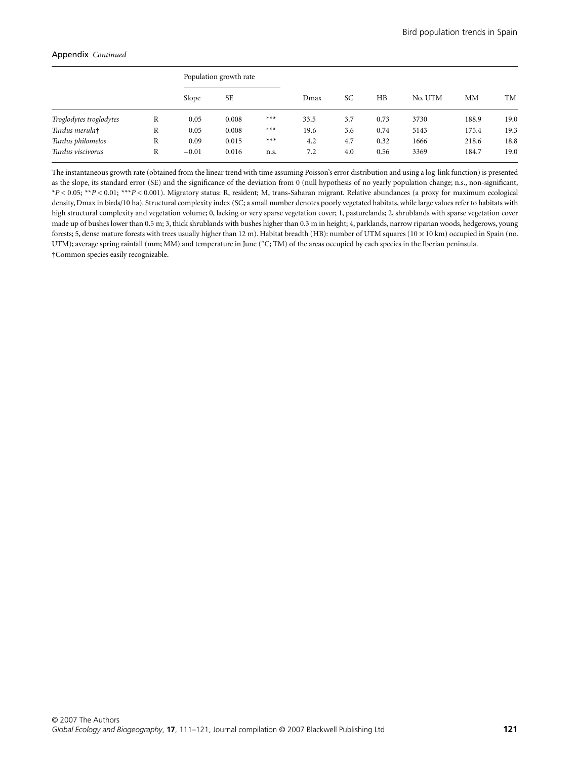Appendix *Continued*

| | | Population growth rate | | | | | | | | |
|---|---|---|---|---|---|---|---|---|---|---|
| | | Slope | SE | | Dmax | SC | HB | No. UTM | MM | TM |
| *Troglodytes troglodytes* | R | 0.05 | 0.008 | *** | 33.5 | 3.7 | 0.73 | 3730 | 188.9 | 19.0 |
| *Turdus merula*† | R | 0.05 | 0.008 | *** | 19.6 | 3.6 | 0.74 | 5143 | 175.4 | 19.3 |
| *Turdus philomelos* | R | 0.09 | 0.015 | *** | 4.2 | 4.7 | 0.32 | 1666 | 218.6 | 18.8 |
| *Turdus viscivorus* | R | −0.01 | 0.016 | n.s. | 7.2 | 4.0 | 0.56 | 3369 | 184.7 | 19.0 |

The instantaneous growth rate (obtained from the linear trend with time assuming Poisson's error distribution and using a log-link function) is presented as the slope, its standard error (SE) and the significance of the deviation from 0 (null hypothesis of no yearly population change; n.s., non-significant, \*$P < 0.05$; \*\*$P < 0.01$; \*\*\*$P < 0.001$). Migratory status: R, resident; M, trans-Saharan migrant. Relative abundances (a proxy for maximum ecological density, Dmax in birds/10 ha). Structural complexity index (SC; a small number denotes poorly vegetated habitats, while large values refer to habitats with high structural complexity and vegetation volume; 0, lacking or very sparse vegetation cover; 1, pasturelands; 2, shrublands with sparse vegetation cover made up of bushes lower than 0.5 m; 3, thick shrublands with bushes higher than 0.3 m in height; 4, parklands, narrow riparian woods, hedgerows, young forests; 5, dense mature forests with trees usually higher than 12 m). Habitat breadth (HB): number of UTM squares (10 × 10 km) occupied in Spain (no. UTM); average spring rainfall (mm; MM) and temperature in June (°C; TM) of the areas occupied by each species in the Iberian peninsula.

†Common species easily recognizable.